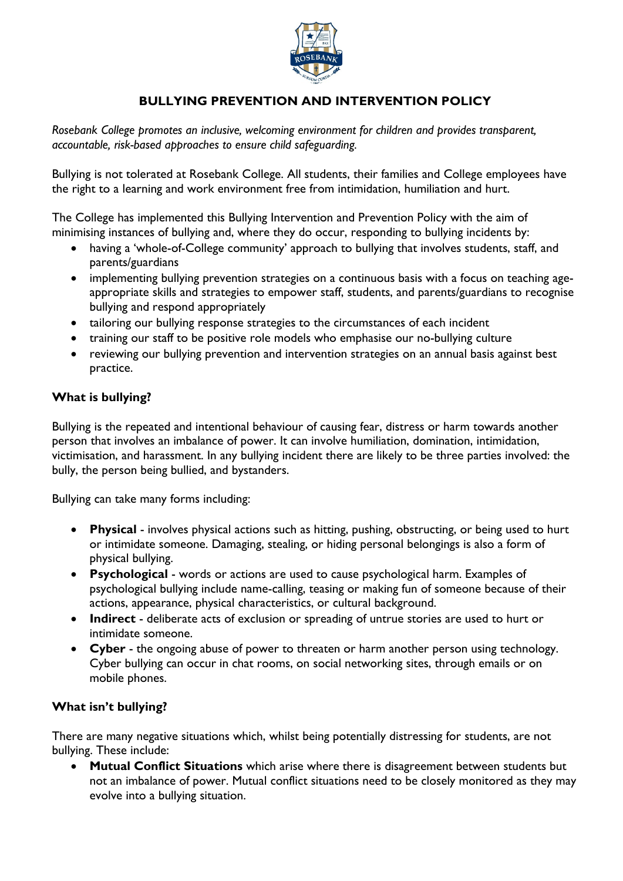# BULLYING PREVENTION AND INTERVENTION POLICY

*Rosebank College promotes an inclusive, welcoming environment for children and provides transparent, accountable, risk-based approaches to ensure child safeguarding.*

Bullying is not tolerated at Rosebank College. All students, their families and College employees have the right to a learning and work environment free from intimidation, humiliation and hurt.

The College has implemented this Bullying Intervention and Prevention Policy with the aim of minimising instances of bullying and, where they do occur, responding to bullying incidents by:

- having a 'whole-of-College community' approach to bullying that involves students, staff, and parents/guardians
- implementing bullying prevention strategies on a continuous basis with a focus on teaching age-appropriate skills and strategies to empower staff, students, and parents/guardians to recognise bullying and respond appropriately
- tailoring our bullying response strategies to the circumstances of each incident
- training our staff to be positive role models who emphasise our no-bullying culture
- reviewing our bullying prevention and intervention strategies on an annual basis against best practice.

## What is bullying?

Bullying is the repeated and intentional behaviour of causing fear, distress or harm towards another person that involves an imbalance of power. It can involve humiliation, domination, intimidation, victimisation, and harassment. In any bullying incident there are likely to be three parties involved: the bully, the person being bullied, and bystanders.

Bullying can take many forms including:

- **Physical** - involves physical actions such as hitting, pushing, obstructing, or being used to hurt or intimidate someone. Damaging, stealing, or hiding personal belongings is also a form of physical bullying.
- **Psychological** - words or actions are used to cause psychological harm. Examples of psychological bullying include name-calling, teasing or making fun of someone because of their actions, appearance, physical characteristics, or cultural background.
- **Indirect** - deliberate acts of exclusion or spreading of untrue stories are used to hurt or intimidate someone.
- **Cyber** - the ongoing abuse of power to threaten or harm another person using technology. Cyber bullying can occur in chat rooms, on social networking sites, through emails or on mobile phones.

## What isn't bullying?

There are many negative situations which, whilst being potentially distressing for students, are not bullying. These include:

- **Mutual Conflict Situations** which arise where there is disagreement between students but not an imbalance of power. Mutual conflict situations need to be closely monitored as they may evolve into a bullying situation.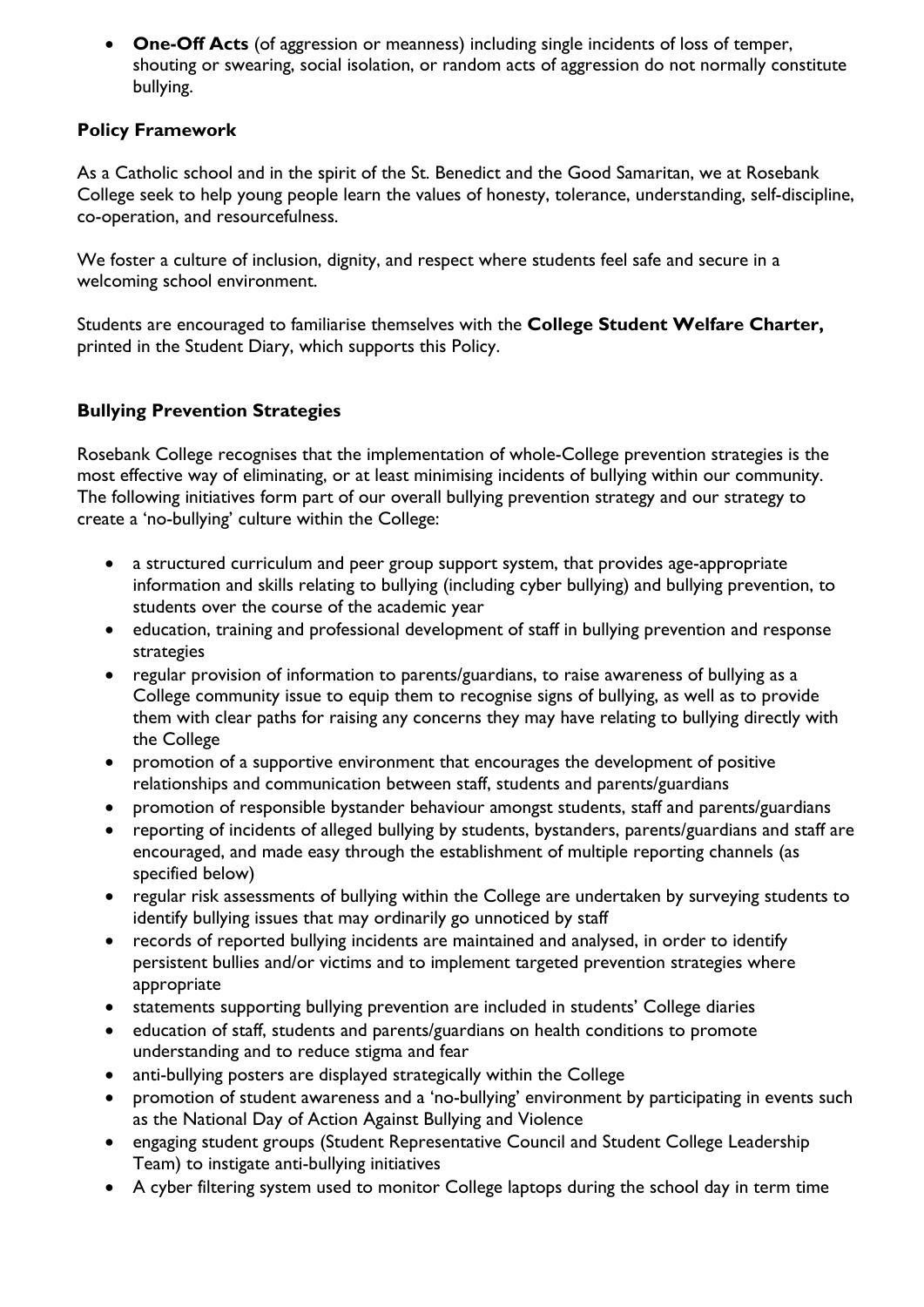- **One-Off Acts** (of aggression or meanness) including single incidents of loss of temper, shouting or swearing, social isolation, or random acts of aggression do not normally constitute bullying.

## Policy Framework

As a Catholic school and in the spirit of the St. Benedict and the Good Samaritan, we at Rosebank College seek to help young people learn the values of honesty, tolerance, understanding, self-discipline, co-operation, and resourcefulness.

We foster a culture of inclusion, dignity, and respect where students feel safe and secure in a welcoming school environment.

Students are encouraged to familiarise themselves with the **College Student Welfare Charter,** printed in the Student Diary, which supports this Policy.

## Bullying Prevention Strategies

Rosebank College recognises that the implementation of whole-College prevention strategies is the most effective way of eliminating, or at least minimising incidents of bullying within our community. The following initiatives form part of our overall bullying prevention strategy and our strategy to create a 'no-bullying' culture within the College:

- a structured curriculum and peer group support system, that provides age-appropriate information and skills relating to bullying (including cyber bullying) and bullying prevention, to students over the course of the academic year
- education, training and professional development of staff in bullying prevention and response strategies
- regular provision of information to parents/guardians, to raise awareness of bullying as a College community issue to equip them to recognise signs of bullying, as well as to provide them with clear paths for raising any concerns they may have relating to bullying directly with the College
- promotion of a supportive environment that encourages the development of positive relationships and communication between staff, students and parents/guardians
- promotion of responsible bystander behaviour amongst students, staff and parents/guardians
- reporting of incidents of alleged bullying by students, bystanders, parents/guardians and staff are encouraged, and made easy through the establishment of multiple reporting channels (as specified below)
- regular risk assessments of bullying within the College are undertaken by surveying students to identify bullying issues that may ordinarily go unnoticed by staff
- records of reported bullying incidents are maintained and analysed, in order to identify persistent bullies and/or victims and to implement targeted prevention strategies where appropriate
- statements supporting bullying prevention are included in students' College diaries
- education of staff, students and parents/guardians on health conditions to promote understanding and to reduce stigma and fear
- anti-bullying posters are displayed strategically within the College
- promotion of student awareness and a 'no-bullying' environment by participating in events such as the National Day of Action Against Bullying and Violence
- engaging student groups (Student Representative Council and Student College Leadership Team) to instigate anti-bullying initiatives
- A cyber filtering system used to monitor College laptops during the school day in term time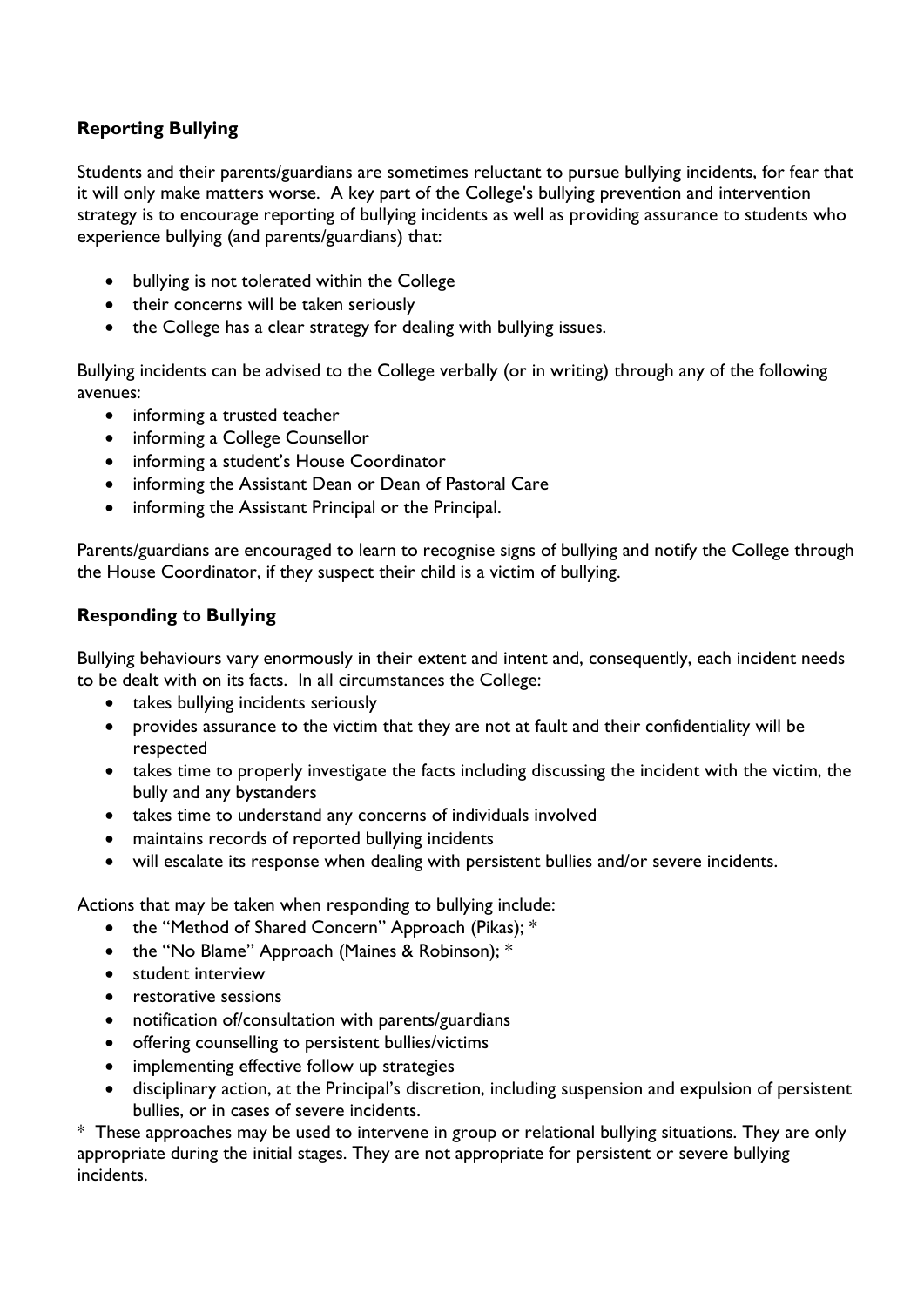**Reporting Bullying**

Students and their parents/guardians are sometimes reluctant to pursue bullying incidents, for fear that it will only make matters worse. A key part of the College's bullying prevention and intervention strategy is to encourage reporting of bullying incidents as well as providing assurance to students who experience bullying (and parents/guardians) that:

- bullying is not tolerated within the College
- their concerns will be taken seriously
- the College has a clear strategy for dealing with bullying issues.

Bullying incidents can be advised to the College verbally (or in writing) through any of the following avenues:

- informing a trusted teacher
- informing a College Counsellor
- informing a student's House Coordinator
- informing the Assistant Dean or Dean of Pastoral Care
- informing the Assistant Principal or the Principal.

Parents/guardians are encouraged to learn to recognise signs of bullying and notify the College through the House Coordinator, if they suspect their child is a victim of bullying.

**Responding to Bullying**

Bullying behaviours vary enormously in their extent and intent and, consequently, each incident needs to be dealt with on its facts. In all circumstances the College:

- takes bullying incidents seriously
- provides assurance to the victim that they are not at fault and their confidentiality will be respected
- takes time to properly investigate the facts including discussing the incident with the victim, the bully and any bystanders
- takes time to understand any concerns of individuals involved
- maintains records of reported bullying incidents
- will escalate its response when dealing with persistent bullies and/or severe incidents.

Actions that may be taken when responding to bullying include:

- the "Method of Shared Concern" Approach (Pikas); *
- the "No Blame" Approach (Maines & Robinson); *
- student interview
- restorative sessions
- notification of/consultation with parents/guardians
- offering counselling to persistent bullies/victims
- implementing effective follow up strategies
- disciplinary action, at the Principal's discretion, including suspension and expulsion of persistent bullies, or in cases of severe incidents.

\* These approaches may be used to intervene in group or relational bullying situations. They are only appropriate during the initial stages. They are not appropriate for persistent or severe bullying incidents.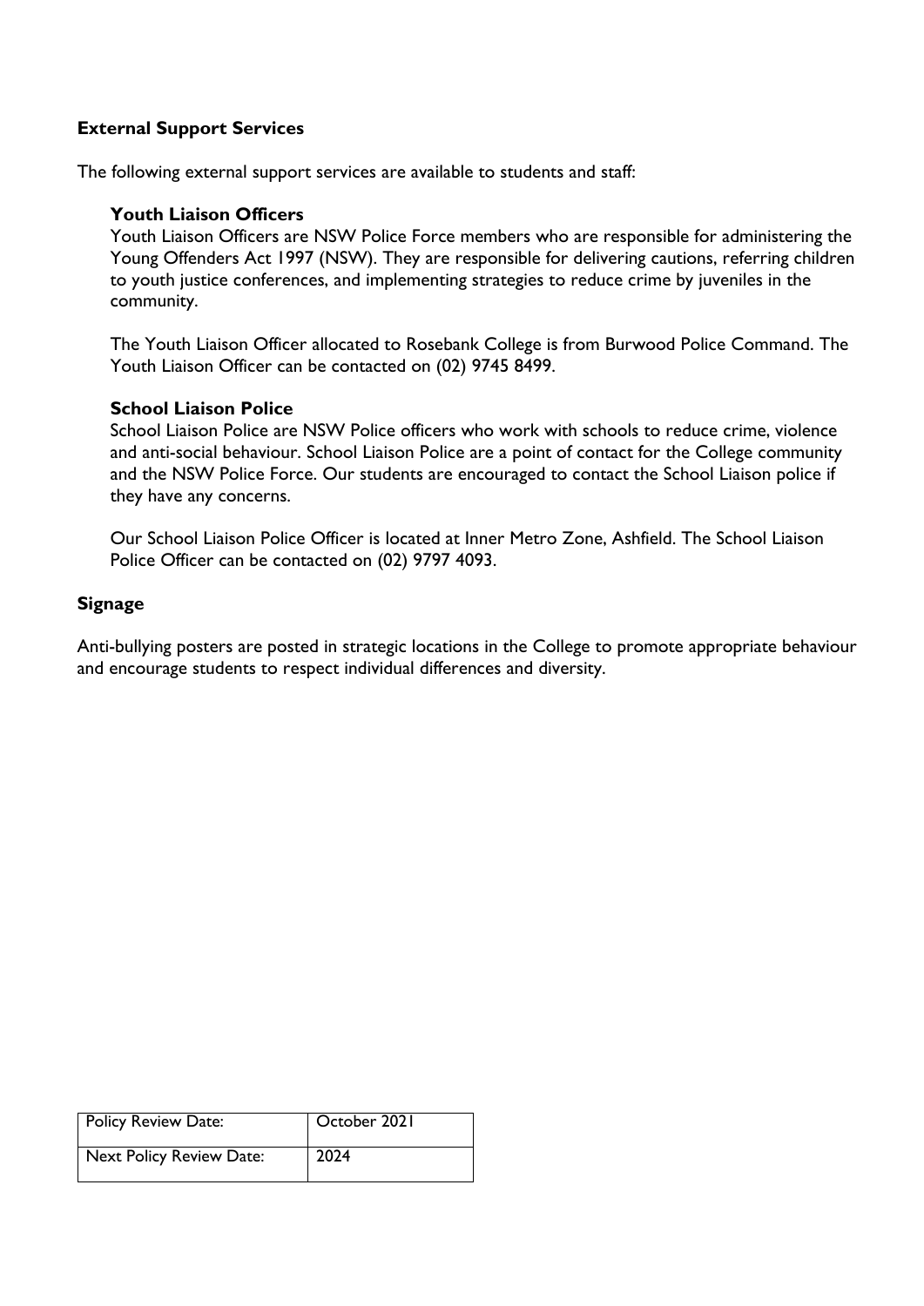## External Support Services

The following external support services are available to students and staff:

### Youth Liaison Officers

Youth Liaison Officers are NSW Police Force members who are responsible for administering the Young Offenders Act 1997 (NSW). They are responsible for delivering cautions, referring children to youth justice conferences, and implementing strategies to reduce crime by juveniles in the community.

The Youth Liaison Officer allocated to Rosebank College is from Burwood Police Command. The Youth Liaison Officer can be contacted on (02) 9745 8499.

### School Liaison Police

School Liaison Police are NSW Police officers who work with schools to reduce crime, violence and anti-social behaviour. School Liaison Police are a point of contact for the College community and the NSW Police Force. Our students are encouraged to contact the School Liaison police if they have any concerns.

Our School Liaison Police Officer is located at Inner Metro Zone, Ashfield. The School Liaison Police Officer can be contacted on (02) 9797 4093.

## Signage

Anti-bullying posters are posted in strategic locations in the College to promote appropriate behaviour and encourage students to respect individual differences and diversity.

| | |
|---|---|
| Policy Review Date: | October 2021 |
| Next Policy Review Date: | 2024 |